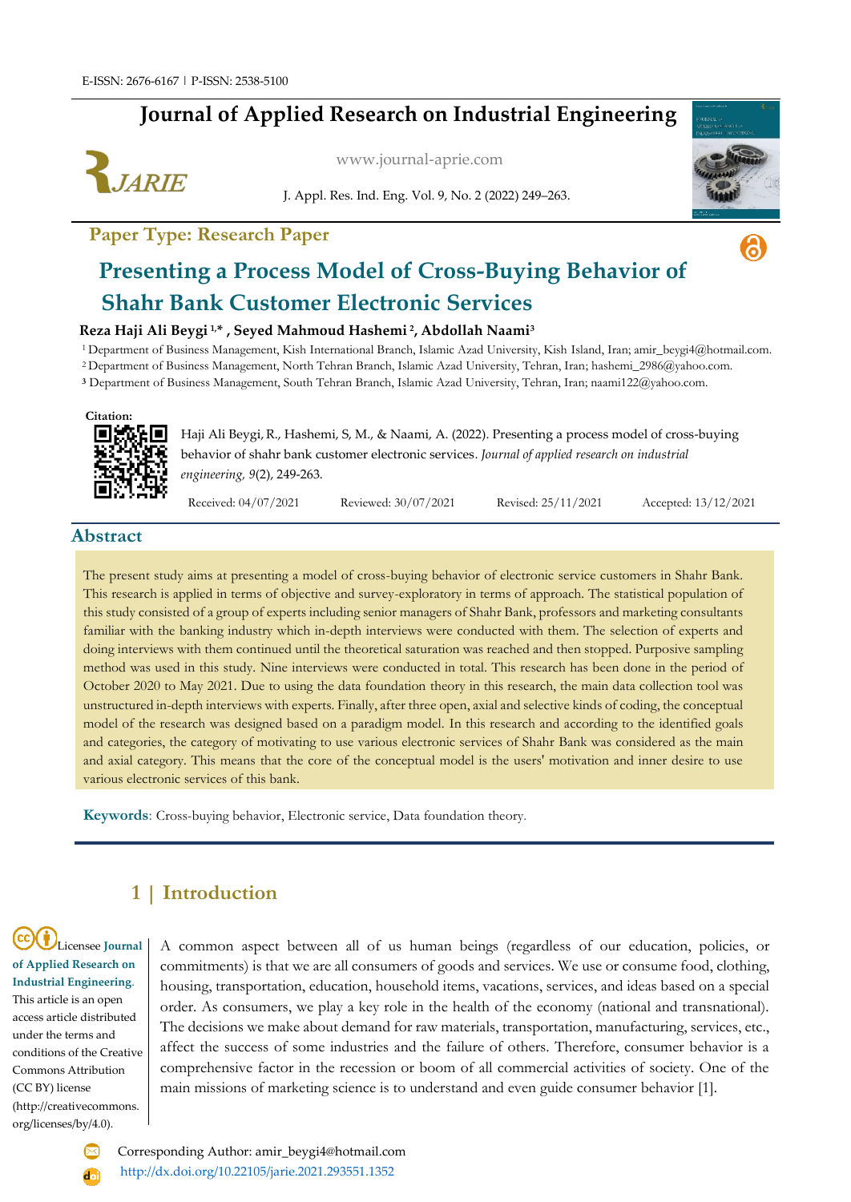E-ISSN: 2676-6167 | P-ISSN: 2538-5100

# Journal of Applied Research on Industrial Engineering

www.journal-aprie.com

**Paper Type: Research Paper**

# Presenting a Process Model of Cross-Buying Behavior of Shahr Bank Customer Electronic Services

**Reza Haji Ali Beygi [1,*], Seyed Mahmoud Hashemi [2], Abdollah Naami[3]**

[1] Department of Business Management, Kish International Branch, Islamic Azad University, Kish Island, Iran; amir_beygi4@hotmail.com.
[2] Department of Business Management, North Tehran Branch, Islamic Azad University, Tehran, Iran; hashemi_2986@yahoo.com.
[3] Department of Business Management, South Tehran Branch, Islamic Azad University, Tehran, Iran; naami122@yahoo.com.

**Citation:**

Haji Ali Beygi, R., Hashemi, S, M., & Naami, A. (2022). Presenting a process model of cross-buying behavior of shahr bank customer electronic services. *Journal of applied research on industrial engineering, 9*(2), 249-263.

Received: 04/07/2021 Reviewed: 30/07/2021 Revised: 25/11/2021 Accepted: 13/12/2021

## Abstract

The present study aims at presenting a model of cross-buying behavior of electronic service customers in Shahr Bank. This research is applied in terms of objective and survey-exploratory in terms of approach. The statistical population of this study consisted of a group of experts including senior managers of Shahr Bank, professors and marketing consultants familiar with the banking industry which in-depth interviews were conducted with them. The selection of experts and doing interviews with them continued until the theoretical saturation was reached and then stopped. Purposive sampling method was used in this study. Nine interviews were conducted in total. This research has been done in the period of October 2020 to May 2021. Due to using the data foundation theory in this research, the main data collection tool was unstructured in-depth interviews with experts. Finally, after three open, axial and selective kinds of coding, the conceptual model of the research was designed based on a paradigm model. In this research and according to the identified goals and categories, the category of motivating to use various electronic services of Shahr Bank was considered as the main and axial category. This means that the core of the conceptual model is the users' motivation and inner desire to use various electronic services of this bank.

**Keywords**: Cross-buying behavior, Electronic service, Data foundation theory.

## 1 | Introduction

A common aspect between all of us human beings (regardless of our education, policies, or commitments) is that we are all consumers of goods and services. We use or consume food, clothing, housing, transportation, education, household items, vacations, services, and ideas based on a special order. As consumers, we play a key role in the health of the economy (national and transnational). The decisions we make about demand for raw materials, transportation, manufacturing, services, etc., affect the success of some industries and the failure of others. Therefore, consumer behavior is a comprehensive factor in the recession or boom of all commercial activities of society. One of the main missions of marketing science is to understand and even guide consumer behavior [1].

Licensee **Journal of Applied Research on Industrial Engineering**. This article is an open access article distributed under the terms and conditions of the Creative Commons Attribution (CC BY) license (http://creativecommons.org/licenses/by/4.0).

Corresponding Author: amir_beygi4@hotmail.com

http://dx.doi.org/10.22105/jarie.2021.293551.1352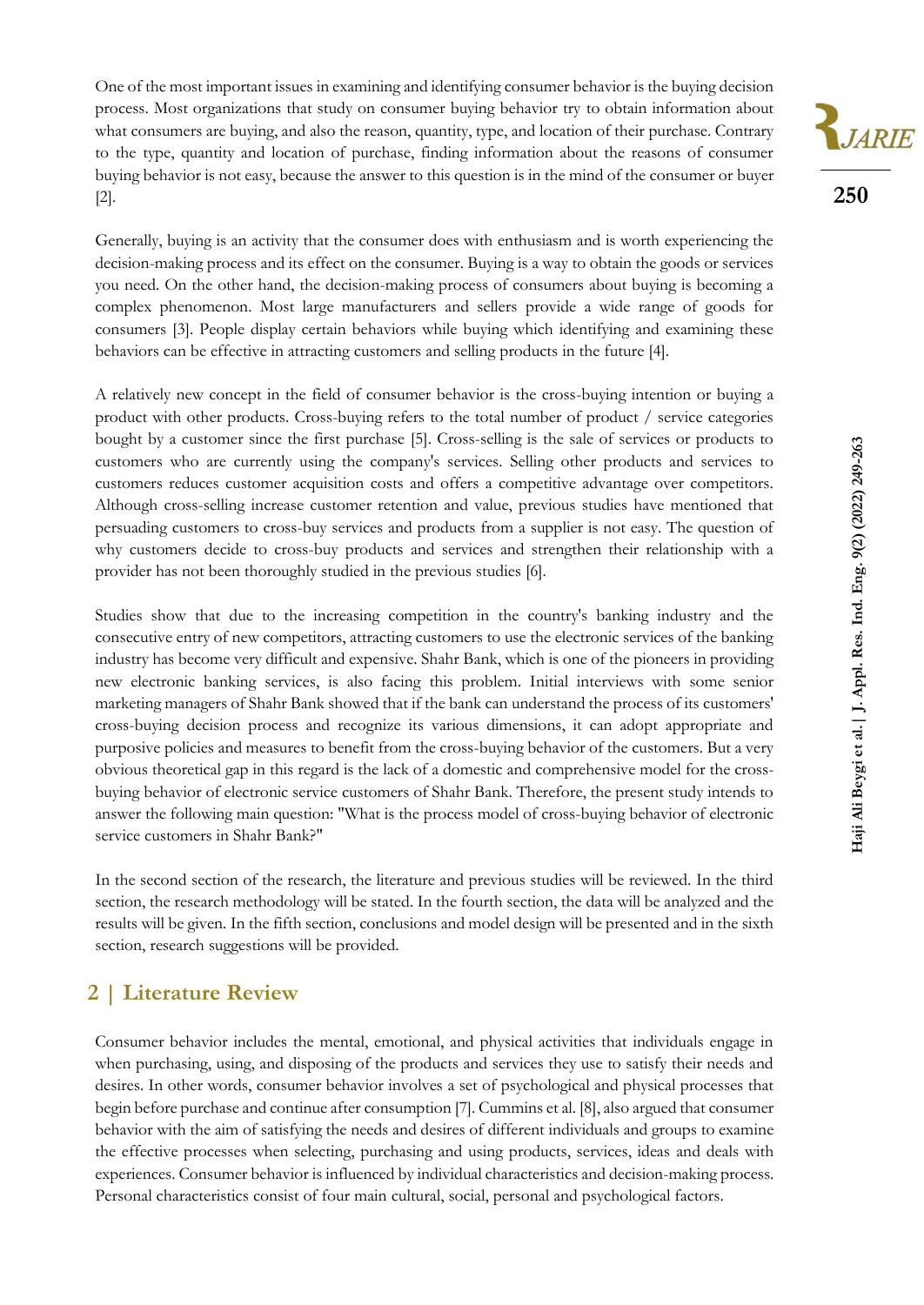One of the most important issues in examining and identifying consumer behavior is the buying decision process. Most organizations that study on consumer buying behavior try to obtain information about what consumers are buying, and also the reason, quantity, type, and location of their purchase. Contrary to the type, quantity and location of purchase, finding information about the reasons of consumer buying behavior is not easy, because the answer to this question is in the mind of the consumer or buyer [2].

Generally, buying is an activity that the consumer does with enthusiasm and is worth experiencing the decision-making process and its effect on the consumer. Buying is a way to obtain the goods or services you need. On the other hand, the decision-making process of consumers about buying is becoming a complex phenomenon. Most large manufacturers and sellers provide a wide range of goods for consumers [3]. People display certain behaviors while buying which identifying and examining these behaviors can be effective in attracting customers and selling products in the future [4].

A relatively new concept in the field of consumer behavior is the cross-buying intention or buying a product with other products. Cross-buying refers to the total number of product / service categories bought by a customer since the first purchase [5]. Cross-selling is the sale of services or products to customers who are currently using the company's services. Selling other products and services to customers reduces customer acquisition costs and offers a competitive advantage over competitors. Although cross-selling increase customer retention and value, previous studies have mentioned that persuading customers to cross-buy services and products from a supplier is not easy. The question of why customers decide to cross-buy products and services and strengthen their relationship with a provider has not been thoroughly studied in the previous studies [6].

Studies show that due to the increasing competition in the country's banking industry and the consecutive entry of new competitors, attracting customers to use the electronic services of the banking industry has become very difficult and expensive. Shahr Bank, which is one of the pioneers in providing new electronic banking services, is also facing this problem. Initial interviews with some senior marketing managers of Shahr Bank showed that if the bank can understand the process of its customers' cross-buying decision process and recognize its various dimensions, it can adopt appropriate and purposive policies and measures to benefit from the cross-buying behavior of the customers. But a very obvious theoretical gap in this regard is the lack of a domestic and comprehensive model for the cross-buying behavior of electronic service customers of Shahr Bank. Therefore, the present study intends to answer the following main question: "What is the process model of cross-buying behavior of electronic service customers in Shahr Bank?"

In the second section of the research, the literature and previous studies will be reviewed. In the third section, the research methodology will be stated. In the fourth section, the data will be analyzed and the results will be given. In the fifth section, conclusions and model design will be presented and in the sixth section, research suggestions will be provided.

## 2 | Literature Review

Consumer behavior includes the mental, emotional, and physical activities that individuals engage in when purchasing, using, and disposing of the products and services they use to satisfy their needs and desires. In other words, consumer behavior involves a set of psychological and physical processes that begin before purchase and continue after consumption [7]. Cummins et al. [8], also argued that consumer behavior with the aim of satisfying the needs and desires of different individuals and groups to examine the effective processes when selecting, purchasing and using products, services, ideas and deals with experiences. Consumer behavior is influenced by individual characteristics and decision-making process. Personal characteristics consist of four main cultural, social, personal and psychological factors.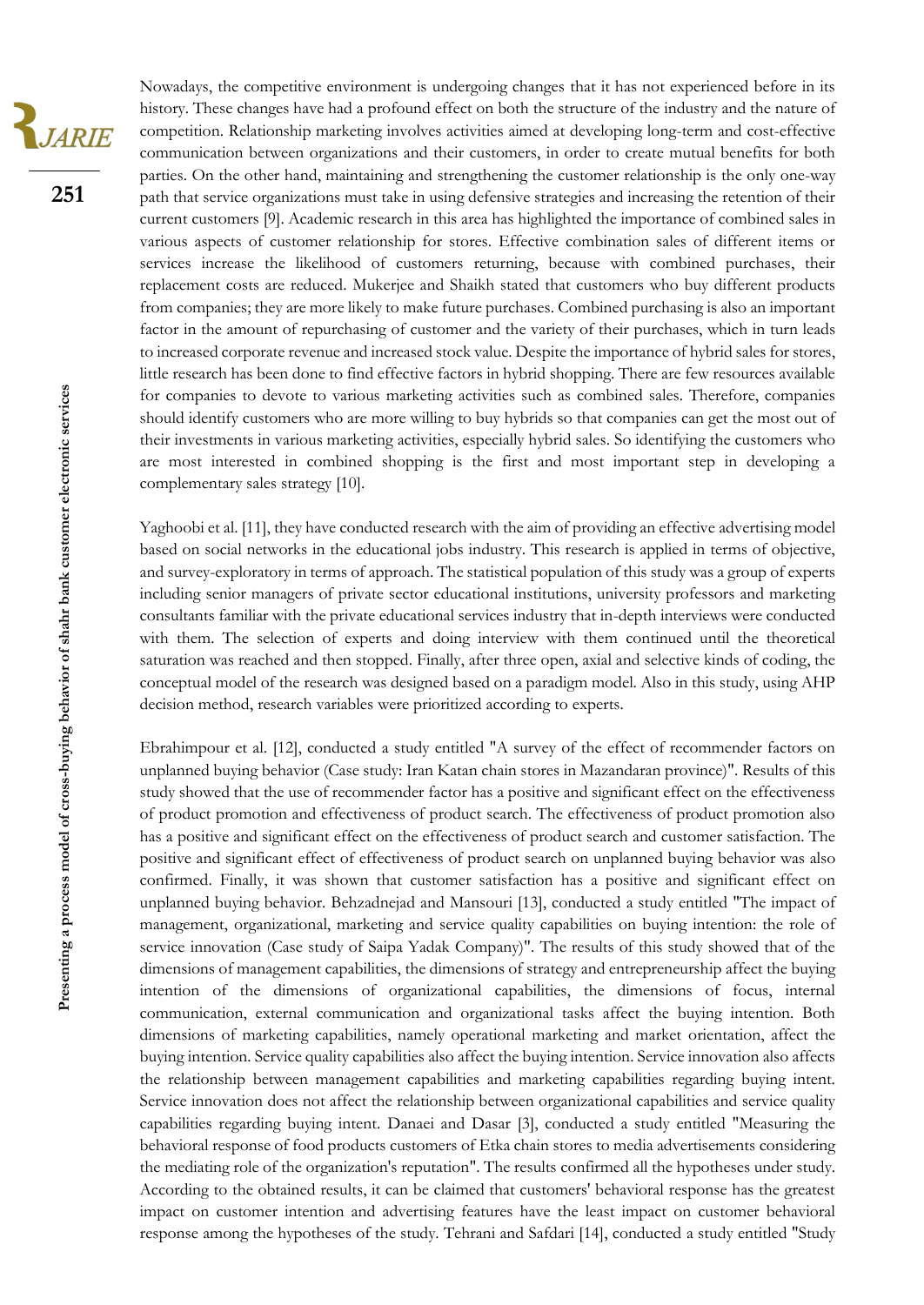Nowadays, the competitive environment is undergoing changes that it has not experienced before in its history. These changes have had a profound effect on both the structure of the industry and the nature of competition. Relationship marketing involves activities aimed at developing long-term and cost-effective communication between organizations and their customers, in order to create mutual benefits for both parties. On the other hand, maintaining and strengthening the customer relationship is the only one-way path that service organizations must take in using defensive strategies and increasing the retention of their current customers [9]. Academic research in this area has highlighted the importance of combined sales in various aspects of customer relationship for stores. Effective combination sales of different items or services increase the likelihood of customers returning, because with combined purchases, their replacement costs are reduced. Mukerjee and Shaikh stated that customers who buy different products from companies; they are more likely to make future purchases. Combined purchasing is also an important factor in the amount of repurchasing of customer and the variety of their purchases, which in turn leads to increased corporate revenue and increased stock value. Despite the importance of hybrid sales for stores, little research has been done to find effective factors in hybrid shopping. There are few resources available for companies to devote to various marketing activities such as combined sales. Therefore, companies should identify customers who are more willing to buy hybrids so that companies can get the most out of their investments in various marketing activities, especially hybrid sales. So identifying the customers who are most interested in combined shopping is the first and most important step in developing a complementary sales strategy [10].

Yaghoobi et al. [11], they have conducted research with the aim of providing an effective advertising model based on social networks in the educational jobs industry. This research is applied in terms of objective, and survey-exploratory in terms of approach. The statistical population of this study was a group of experts including senior managers of private sector educational institutions, university professors and marketing consultants familiar with the private educational services industry that in-depth interviews were conducted with them. The selection of experts and doing interview with them continued until the theoretical saturation was reached and then stopped. Finally, after three open, axial and selective kinds of coding, the conceptual model of the research was designed based on a paradigm model. Also in this study, using AHP decision method, research variables were prioritized according to experts.

Ebrahimpour et al. [12], conducted a study entitled "A survey of the effect of recommender factors on unplanned buying behavior (Case study: Iran Katan chain stores in Mazandaran province)". Results of this study showed that the use of recommender factor has a positive and significant effect on the effectiveness of product promotion and effectiveness of product search. The effectiveness of product promotion also has a positive and significant effect on the effectiveness of product search and customer satisfaction. The positive and significant effect of effectiveness of product search on unplanned buying behavior was also confirmed. Finally, it was shown that customer satisfaction has a positive and significant effect on unplanned buying behavior. Behzadnejad and Mansouri [13], conducted a study entitled "The impact of management, organizational, marketing and service quality capabilities on buying intention: the role of service innovation (Case study of Saipa Yadak Company)". The results of this study showed that of the dimensions of management capabilities, the dimensions of strategy and entrepreneurship affect the buying intention of the dimensions of organizational capabilities, the dimensions of focus, internal communication, external communication and organizational tasks affect the buying intention. Both dimensions of marketing capabilities, namely operational marketing and market orientation, affect the buying intention. Service quality capabilities also affect the buying intention. Service innovation also affects the relationship between management capabilities and marketing capabilities regarding buying intent. Service innovation does not affect the relationship between organizational capabilities and service quality capabilities regarding buying intent. Danaei and Dasar [3], conducted a study entitled "Measuring the behavioral response of food products customers of Etka chain stores to media advertisements considering the mediating role of the organization's reputation". The results confirmed all the hypotheses under study. According to the obtained results, it can be claimed that customers' behavioral response has the greatest impact on customer intention and advertising features have the least impact on customer behavioral response among the hypotheses of the study. Tehrani and Safdari [14], conducted a study entitled "Study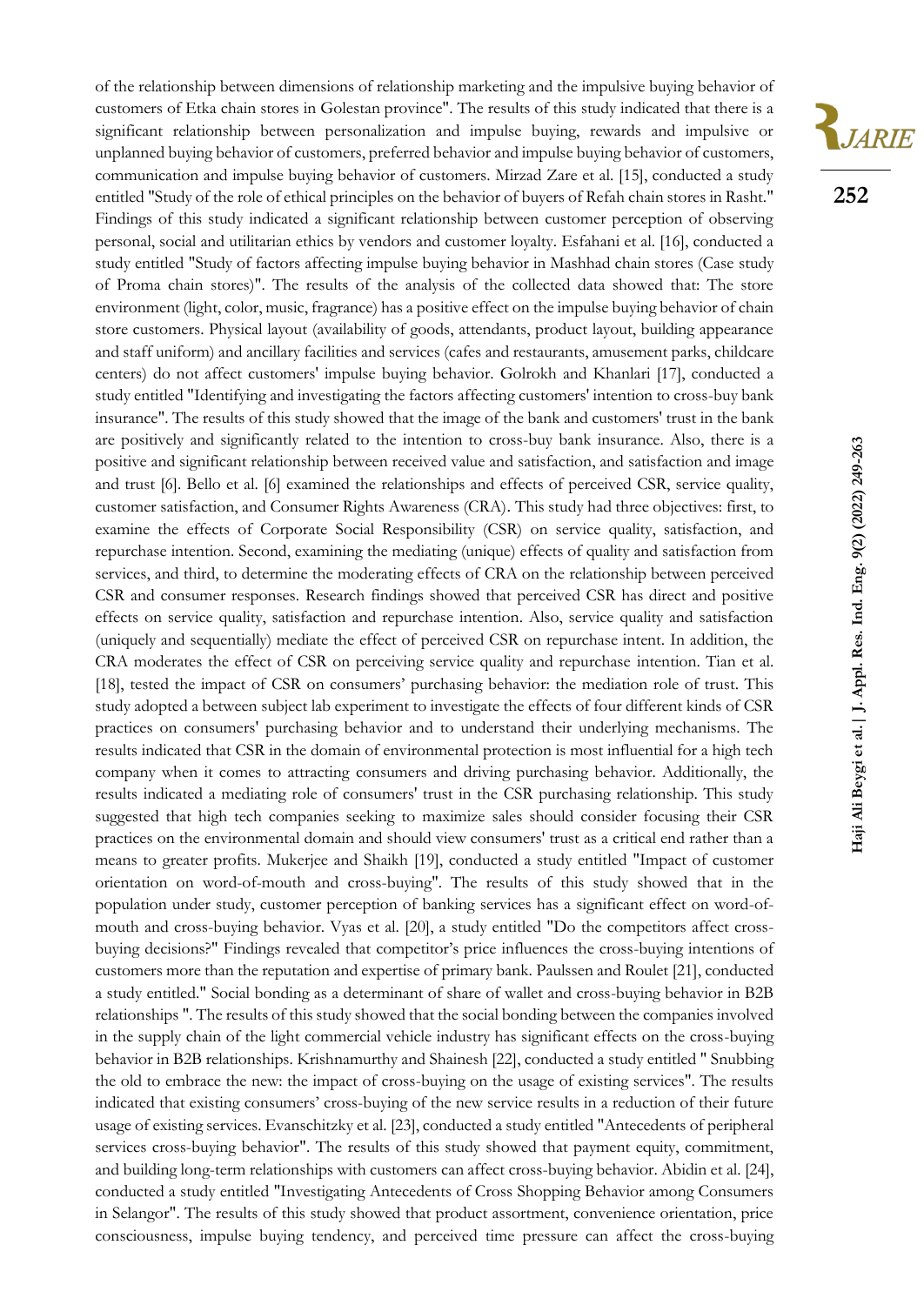of the relationship between dimensions of relationship marketing and the impulsive buying behavior of customers of Etka chain stores in Golestan province". The results of this study indicated that there is a significant relationship between personalization and impulse buying, rewards and impulsive or unplanned buying behavior of customers, preferred behavior and impulse buying behavior of customers, communication and impulse buying behavior of customers. Mirzad Zare et al. [15], conducted a study entitled "Study of the role of ethical principles on the behavior of buyers of Refah chain stores in Rasht." Findings of this study indicated a significant relationship between customer perception of observing personal, social and utilitarian ethics by vendors and customer loyalty. Esfahani et al. [16], conducted a study entitled "Study of factors affecting impulse buying behavior in Mashhad chain stores (Case study of Proma chain stores)". The results of the analysis of the collected data showed that: The store environment (light, color, music, fragrance) has a positive effect on the impulse buying behavior of chain store customers. Physical layout (availability of goods, attendants, product layout, building appearance and staff uniform) and ancillary facilities and services (cafes and restaurants, amusement parks, childcare centers) do not affect customers' impulse buying behavior. Golrokh and Khanlari [17], conducted a study entitled "Identifying and investigating the factors affecting customers' intention to cross-buy bank insurance". The results of this study showed that the image of the bank and customers' trust in the bank are positively and significantly related to the intention to cross-buy bank insurance. Also, there is a positive and significant relationship between received value and satisfaction, and satisfaction and image and trust [6]. Bello et al. [6] examined the relationships and effects of perceived CSR, service quality, customer satisfaction, and Consumer Rights Awareness (CRA). This study had three objectives: first, to examine the effects of Corporate Social Responsibility (CSR) on service quality, satisfaction, and repurchase intention. Second, examining the mediating (unique) effects of quality and satisfaction from services, and third, to determine the moderating effects of CRA on the relationship between perceived CSR and consumer responses. Research findings showed that perceived CSR has direct and positive effects on service quality, satisfaction and repurchase intention. Also, service quality and satisfaction (uniquely and sequentially) mediate the effect of perceived CSR on repurchase intent. In addition, the CRA moderates the effect of CSR on perceiving service quality and repurchase intention. Tian et al. [18], tested the impact of CSR on consumers' purchasing behavior: the mediation role of trust. This study adopted a between subject lab experiment to investigate the effects of four different kinds of CSR practices on consumers' purchasing behavior and to understand their underlying mechanisms. The results indicated that CSR in the domain of environmental protection is most influential for a high tech company when it comes to attracting consumers and driving purchasing behavior. Additionally, the results indicated a mediating role of consumers' trust in the CSR purchasing relationship. This study suggested that high tech companies seeking to maximize sales should consider focusing their CSR practices on the environmental domain and should view consumers' trust as a critical end rather than a means to greater profits. Mukerjee and Shaikh [19], conducted a study entitled "Impact of customer orientation on word-of-mouth and cross-buying". The results of this study showed that in the population under study, customer perception of banking services has a significant effect on word-of-mouth and cross-buying behavior. Vyas et al. [20], a study entitled "Do the competitors affect cross-buying decisions?" Findings revealed that competitor's price influences the cross-buying intentions of customers more than the reputation and expertise of primary bank. Paulssen and Roulet [21], conducted a study entitled." Social bonding as a determinant of share of wallet and cross-buying behavior in B2B relationships ". The results of this study showed that the social bonding between the companies involved in the supply chain of the light commercial vehicle industry has significant effects on the cross-buying behavior in B2B relationships. Krishnamurthy and Shainesh [22], conducted a study entitled " Snubbing the old to embrace the new: the impact of cross-buying on the usage of existing services". The results indicated that existing consumers' cross-buying of the new service results in a reduction of their future usage of existing services. Evanschitzky et al. [23], conducted a study entitled "Antecedents of peripheral services cross-buying behavior". The results of this study showed that payment equity, commitment, and building long-term relationships with customers can affect cross-buying behavior. Abidin et al. [24], conducted a study entitled "Investigating Antecedents of Cross Shopping Behavior among Consumers in Selangor". The results of this study showed that product assortment, convenience orientation, price consciousness, impulse buying tendency, and perceived time pressure can affect the cross-buying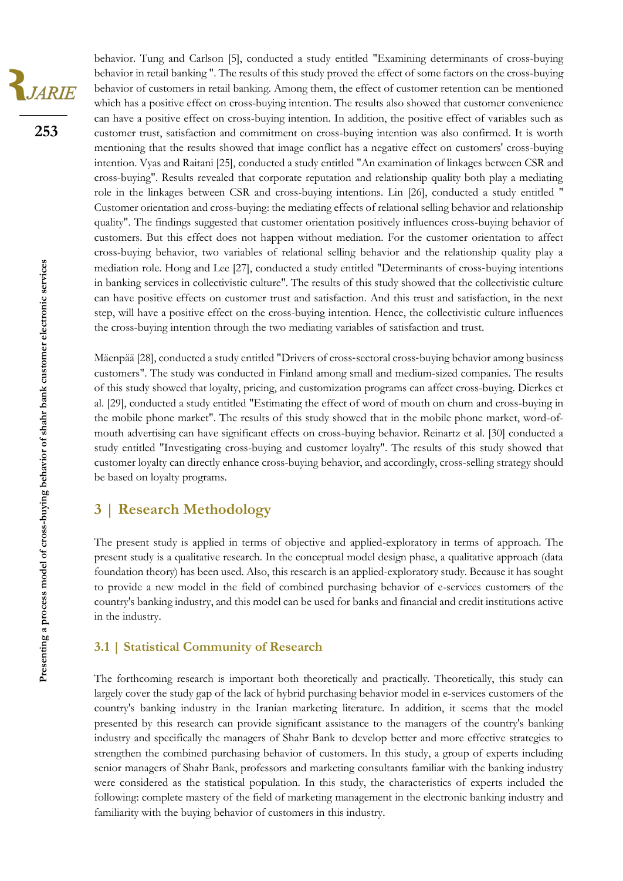behavior. Tung and Carlson [5], conducted a study entitled "Examining determinants of cross-buying behavior in retail banking ". The results of this study proved the effect of some factors on the cross-buying behavior of customers in retail banking. Among them, the effect of customer retention can be mentioned which has a positive effect on cross-buying intention. The results also showed that customer convenience can have a positive effect on cross-buying intention. In addition, the positive effect of variables such as customer trust, satisfaction and commitment on cross-buying intention was also confirmed. It is worth mentioning that the results showed that image conflict has a negative effect on customers' cross-buying intention. Vyas and Raitani [25], conducted a study entitled "An examination of linkages between CSR and cross-buying". Results revealed that corporate reputation and relationship quality both play a mediating role in the linkages between CSR and cross-buying intentions. Lin [26], conducted a study entitled " Customer orientation and cross-buying: the mediating effects of relational selling behavior and relationship quality". The findings suggested that customer orientation positively influences cross-buying behavior of customers. But this effect does not happen without mediation. For the customer orientation to affect cross-buying behavior, two variables of relational selling behavior and the relationship quality play a mediation role. Hong and Lee [27], conducted a study entitled "Determinants of cross-buying intentions in banking services in collectivistic culture". The results of this study showed that the collectivistic culture can have positive effects on customer trust and satisfaction. And this trust and satisfaction, in the next step, will have a positive effect on the cross-buying intention. Hence, the collectivistic culture influences the cross-buying intention through the two mediating variables of satisfaction and trust.

Mäenpää [28], conducted a study entitled "Drivers of cross-sectoral cross-buying behavior among business customers". The study was conducted in Finland among small and medium-sized companies. The results of this study showed that loyalty, pricing, and customization programs can affect cross-buying. Dierkes et al. [29], conducted a study entitled "Estimating the effect of word of mouth on churn and cross-buying in the mobile phone market". The results of this study showed that in the mobile phone market, word-of-mouth advertising can have significant effects on cross-buying behavior. Reinartz et al. [30] conducted a study entitled "Investigating cross-buying and customer loyalty". The results of this study showed that customer loyalty can directly enhance cross-buying behavior, and accordingly, cross-selling strategy should be based on loyalty programs.

## 3 | Research Methodology

The present study is applied in terms of objective and applied-exploratory in terms of approach. The present study is a qualitative research. In the conceptual model design phase, a qualitative approach (data foundation theory) has been used. Also, this research is an applied-exploratory study. Because it has sought to provide a new model in the field of combined purchasing behavior of e-services customers of the country's banking industry, and this model can be used for banks and financial and credit institutions active in the industry.

### 3.1 | Statistical Community of Research

The forthcoming research is important both theoretically and practically. Theoretically, this study can largely cover the study gap of the lack of hybrid purchasing behavior model in e-services customers of the country's banking industry in the Iranian marketing literature. In addition, it seems that the model presented by this research can provide significant assistance to the managers of the country's banking industry and specifically the managers of Shahr Bank to develop better and more effective strategies to strengthen the combined purchasing behavior of customers. In this study, a group of experts including senior managers of Shahr Bank, professors and marketing consultants familiar with the banking industry were considered as the statistical population. In this study, the characteristics of experts included the following: complete mastery of the field of marketing management in the electronic banking industry and familiarity with the buying behavior of customers in this industry.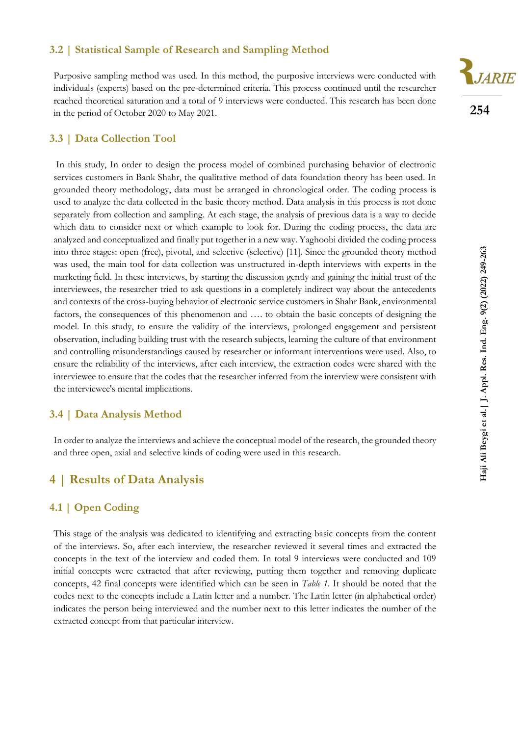### 3.2 | Statistical Sample of Research and Sampling Method

Purposive sampling method was used. In this method, the purposive interviews were conducted with individuals (experts) based on the pre-determined criteria. This process continued until the researcher reached theoretical saturation and a total of 9 interviews were conducted. This research has been done in the period of October 2020 to May 2021.

### 3.3 | Data Collection Tool

In this study, In order to design the process model of combined purchasing behavior of electronic services customers in Bank Shahr, the qualitative method of data foundation theory has been used. In grounded theory methodology, data must be arranged in chronological order. The coding process is used to analyze the data collected in the basic theory method. Data analysis in this process is not done separately from collection and sampling. At each stage, the analysis of previous data is a way to decide which data to consider next or which example to look for. During the coding process, the data are analyzed and conceptualized and finally put together in a new way. Yaghoobi divided the coding process into three stages: open (free), pivotal, and selective (selective) [11]. Since the grounded theory method was used, the main tool for data collection was unstructured in-depth interviews with experts in the marketing field. In these interviews, by starting the discussion gently and gaining the initial trust of the interviewees, the researcher tried to ask questions in a completely indirect way about the antecedents and contexts of the cross-buying behavior of electronic service customers in Shahr Bank, environmental factors, the consequences of this phenomenon and …. to obtain the basic concepts of designing the model. In this study, to ensure the validity of the interviews, prolonged engagement and persistent observation, including building trust with the research subjects, learning the culture of that environment and controlling misunderstandings caused by researcher or informant interventions were used. Also, to ensure the reliability of the interviews, after each interview, the extraction codes were shared with the interviewee to ensure that the codes that the researcher inferred from the interview were consistent with the interviewee's mental implications.

### 3.4 | Data Analysis Method

In order to analyze the interviews and achieve the conceptual model of the research, the grounded theory and three open, axial and selective kinds of coding were used in this research.

## 4 | Results of Data Analysis

### 4.1 | Open Coding

This stage of the analysis was dedicated to identifying and extracting basic concepts from the content of the interviews. So, after each interview, the researcher reviewed it several times and extracted the concepts in the text of the interview and coded them. In total 9 interviews were conducted and 109 initial concepts were extracted that after reviewing, putting them together and removing duplicate concepts, 42 final concepts were identified which can be seen in *Table 1*. It should be noted that the codes next to the concepts include a Latin letter and a number. The Latin letter (in alphabetical order) indicates the person being interviewed and the number next to this letter indicates the number of the extracted concept from that particular interview.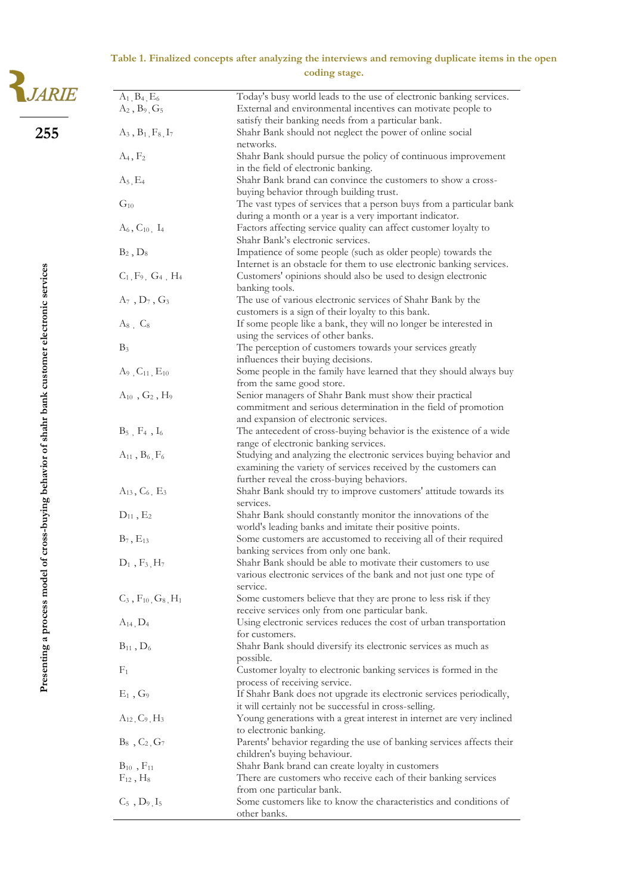**Table 1. Finalized concepts after analyzing the interviews and removing duplicate items in the open coding stage.**

| | |
|---|---|
| $A_1$, $B_4$, $E_6$ | Today's busy world leads to the use of electronic banking services. |
| $A_2$, $B_9$, $G_5$ | External and environmental incentives can motivate people to satisfy their banking needs from a particular bank. |
| $A_3$, $B_1$, $F_8$, $I_7$ | Shahr Bank should not neglect the power of online social networks. |
| $A_4$, $F_2$ | Shahr Bank should pursue the policy of continuous improvement in the field of electronic banking. |
| $A_5$, $E_4$ | Shahr Bank brand can convince the customers to show a cross-buying behavior through building trust. |
| $G_{10}$ | The vast types of services that a person buys from a particular bank during a month or a year is a very important indicator. |
| $A_6$, $C_{10}$, $I_4$ | Factors affecting service quality can affect customer loyalty to Shahr Bank's electronic services. |
| $B_2$, $D_8$ | Impatience of some people (such as older people) towards the Internet is an obstacle for them to use electronic banking services. |
| $C_1$, $F_9$, $G_4$, $H_4$ | Customers' opinions should also be used to design electronic banking tools. |
| $A_7$, $D_7$, $G_3$ | The use of various electronic services of Shahr Bank by the customers is a sign of their loyalty to this bank. |
| $A_8$, $C_8$ | If some people like a bank, they will no longer be interested in using the services of other banks. |
| $B_3$ | The perception of customers towards your services greatly influences their buying decisions. |
| $A_9$, $C_{11}$, $E_{10}$ | Some people in the family have learned that they should always buy from the same good store. |
| $A_{10}$, $G_2$, $H_9$ | Senior managers of Shahr Bank must show their practical commitment and serious determination in the field of promotion and expansion of electronic services. |
| $B_5$, $F_4$, $I_6$ | The antecedent of cross-buying behavior is the existence of a wide range of electronic banking services. |
| $A_{11}$, $B_6$, $F_6$ | Studying and analyzing the electronic services buying behavior and examining the variety of services received by the customers can further reveal the cross-buying behaviors. |
| $A_{13}$, $C_6$, $E_3$ | Shahr Bank should try to improve customers' attitude towards its services. |
| $D_{11}$, $E_2$ | Shahr Bank should constantly monitor the innovations of the world's leading banks and imitate their positive points. |
| $B_7$, $E_{13}$ | Some customers are accustomed to receiving all of their required banking services from only one bank. |
| $D_1$, $F_3$, $H_7$ | Shahr Bank should be able to motivate their customers to use various electronic services of the bank and not just one type of service. |
| $C_3$, $F_{10}$, $G_8$, $H_1$ | Some customers believe that they are prone to less risk if they receive services only from one particular bank. |
| $A_{14}$, $D_4$ | Using electronic services reduces the cost of urban transportation for customers. |
| $B_{11}$, $D_6$ | Shahr Bank should diversify its electronic services as much as possible. |
| $F_1$ | Customer loyalty to electronic banking services is formed in the process of receiving service. |
| $E_1$, $G_9$ | If Shahr Bank does not upgrade its electronic services periodically, it will certainly not be successful in cross-selling. |
| $A_{12}$, $C_9$, $H_3$ | Young generations with a great interest in internet are very inclined to electronic banking. |
| $B_8$, $C_2$, $G_7$ | Parents' behavior regarding the use of banking services affects their children's buying behaviour. |
| $B_{10}$, $F_{11}$ | Shahr Bank brand can create loyalty in customers |
| $F_{12}$, $H_8$ | There are customers who receive each of their banking services from one particular bank. |
| $C_5$, $D_9$, $I_5$ | Some customers like to know the characteristics and conditions of other banks. |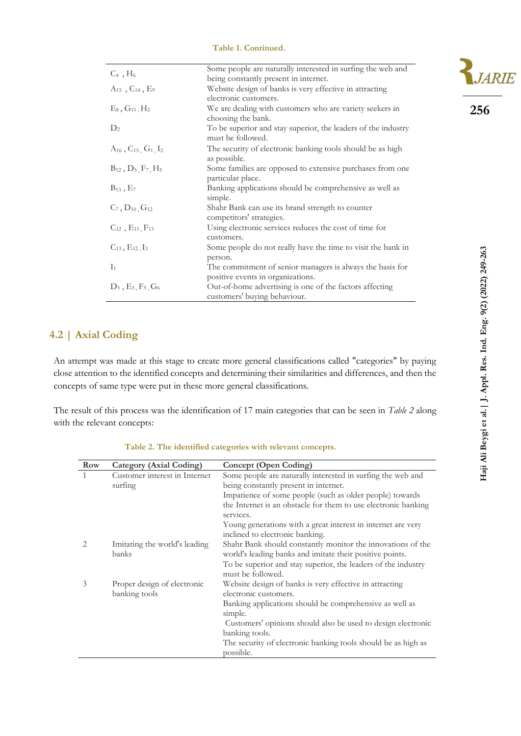**Table 1. Continued.**

| | |
|---|---|
| $C_4$ , $H_6$ | Some people are naturally interested in surfing the web and being constantly present in internet. |
| $A_{15}$ , $C_{14}$ , $E_9$ | Website design of banks is very effective in attracting electronic customers. |
| $E_8$ , $G_{11}$ , $H_2$ | We are dealing with customers who are variety seekers in choosing the bank. |
| $D_2$ | To be superior and stay superior, the leaders of the industry must be followed. |
| $A_{16}$ , $C_{15}$ , $G_1$ , $I_2$ | The security of electronic banking tools should be as high as possible. |
| $B_{12}$ , $D_5$ , $F_7$ , $H_5$ | Some families are opposed to extensive purchases from one particular place. |
| $B_{13}$ , $E_7$ | Banking applications should be comprehensive as well as simple. |
| $C_7$ , $D_{10}$ , $G_{12}$ | Shahr Bank can use its brand strength to counter competitors' strategies. |
| $C_{12}$ , $E_{11}$ , $F_{13}$ | Using electronic services reduces the cost of time for customers. |
| $C_{13}$ , $E_{12}$ , $I_3$ | Some people do not really have the time to visit the bank in person. |
| $I_1$ | The commitment of senior managers is always the basis for positive events in organizations. |
| $D_3$ , $E_5$ , $F_5$ , $G_6$ | Out-of-home advertising is one of the factors affecting customers' buying behaviour. |

## 4.2 | Axial Coding

An attempt was made at this stage to create more general classifications called "categories" by paying close attention to the identified concepts and determining their similarities and differences, and then the concepts of same type were put in these more general classifications.

The result of this process was the identification of 17 main categories that can be seen in *Table 2* along with the relevant concepts:

**Table 2. The identified categories with relevant concepts.**

| Row | Category (Axial Coding) | Concept (Open Coding) |
|---|---|---|
| 1 | Customer interest in Internet surfing | Some people are naturally interested in surfing the web and being constantly present in internet. |
| | | Impatience of some people (such as older people) towards the Internet is an obstacle for them to use electronic banking services. |
| | | Young generations with a great interest in internet are very inclined to electronic banking. |
| 2 | Imitating the world's leading banks | Shahr Bank should constantly monitor the innovations of the world's leading banks and imitate their positive points. |
| | | To be superior and stay superior, the leaders of the industry must be followed. |
| 3 | Proper design of electronic banking tools | Website design of banks is very effective in attracting electronic customers. |
| | | Banking applications should be comprehensive as well as simple. |
| | | Customers' opinions should also be used to design electronic banking tools. |
| | | The security of electronic banking tools should be as high as possible. |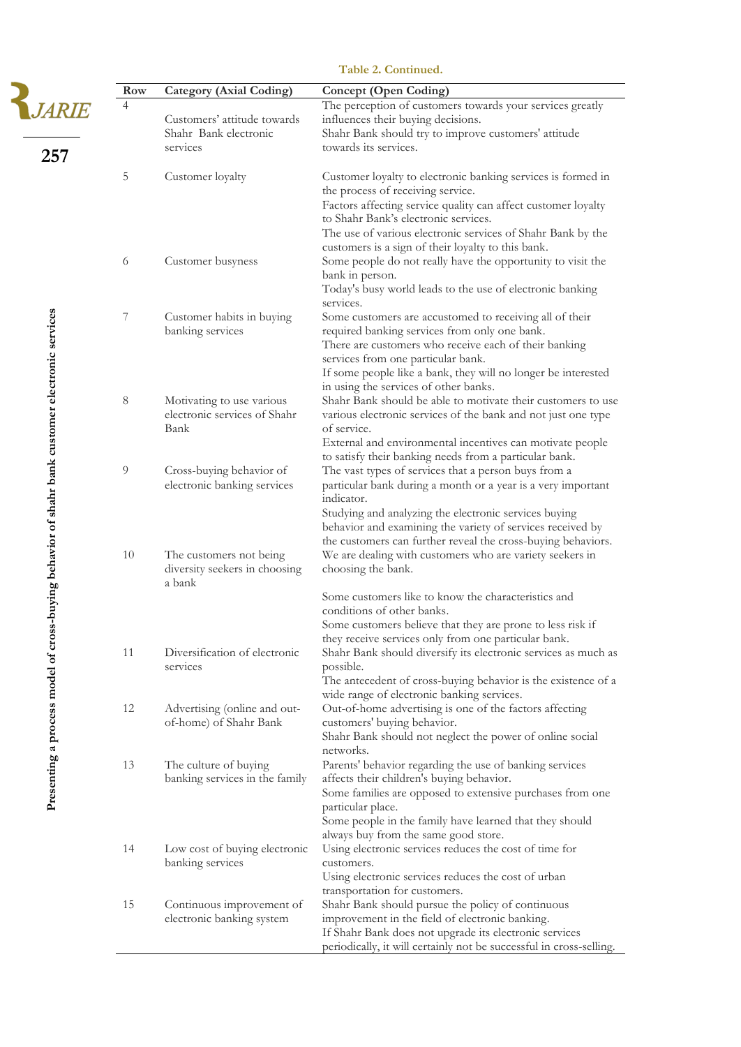**Table 2. Continued.**

| Row | Category (Axial Coding) | Concept (Open Coding) |
|---|---|---|
| 4 | Customers' attitude towards Shahr Bank electronic services | The perception of customers towards your services greatly influences their buying decisions. Shahr Bank should try to improve customers' attitude towards its services. |
| 5 | Customer loyalty | Customer loyalty to electronic banking services is formed in the process of receiving service. Factors affecting service quality can affect customer loyalty to Shahr Bank's electronic services. The use of various electronic services of Shahr Bank by the customers is a sign of their loyalty to this bank. |
| 6 | Customer busyness | Some people do not really have the opportunity to visit the bank in person. Today's busy world leads to the use of electronic banking services. |
| 7 | Customer habits in buying banking services | Some customers are accustomed to receiving all of their required banking services from only one bank. There are customers who receive each of their banking services from one particular bank. If some people like a bank, they will no longer be interested in using the services of other banks. |
| 8 | Motivating to use various electronic services of Shahr Bank | Shahr Bank should be able to motivate their customers to use various electronic services of the bank and not just one type of service. External and environmental incentives can motivate people to satisfy their banking needs from a particular bank. |
| 9 | Cross-buying behavior of electronic banking services | The vast types of services that a person buys from a particular bank during a month or a year is a very important indicator. Studying and analyzing the electronic services buying behavior and examining the variety of services received by the customers can further reveal the cross-buying behaviors. |
| 10 | The customers not being diversity seekers in choosing a bank | We are dealing with customers who are variety seekers in choosing the bank. Some customers like to know the characteristics and conditions of other banks. Some customers believe that they are prone to less risk if they receive services only from one particular bank. |
| 11 | Diversification of electronic services | Shahr Bank should diversify its electronic services as much as possible. The antecedent of cross-buying behavior is the existence of a wide range of electronic banking services. |
| 12 | Advertising (online and out-of-home) of Shahr Bank | Out-of-home advertising is one of the factors affecting customers' buying behavior. Shahr Bank should not neglect the power of online social networks. |
| 13 | The culture of buying banking services in the family | Parents' behavior regarding the use of banking services affects their children's buying behavior. Some families are opposed to extensive purchases from one particular place. Some people in the family have learned that they should always buy from the same good store. |
| 14 | Low cost of buying electronic banking services | Using electronic services reduces the cost of time for customers. Using electronic services reduces the cost of urban transportation for customers. |
| 15 | Continuous improvement of electronic banking system | Shahr Bank should pursue the policy of continuous improvement in the field of electronic banking. If Shahr Bank does not upgrade its electronic services periodically, it will certainly not be successful in cross-selling. |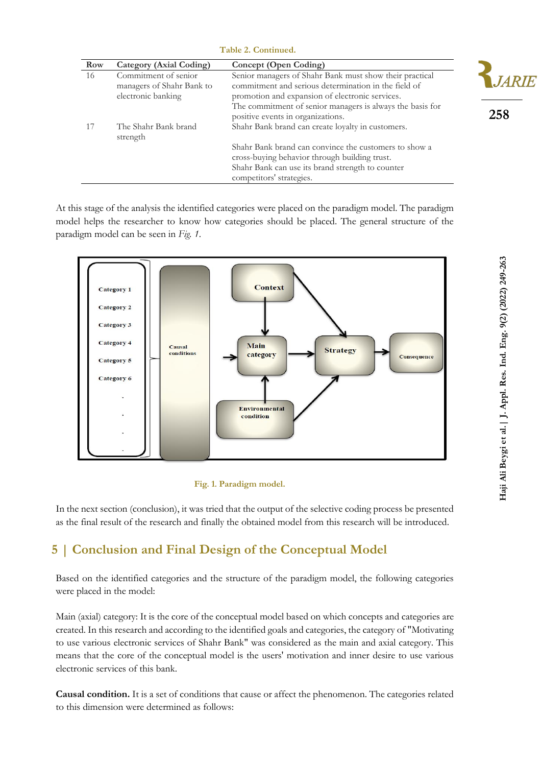Table 2. Continued.

| Row | Category (Axial Coding) | Concept (Open Coding) |
|---|---|---|
| 16 | Commitment of senior managers of Shahr Bank to electronic banking | Senior managers of Shahr Bank must show their practical commitment and serious determination in the field of promotion and expansion of electronic services. |
| | | The commitment of senior managers is always the basis for positive events in organizations. |
| 17 | The Shahr Bank brand strength | Shahr Bank brand can create loyalty in customers. |
| | | Shahr Bank brand can convince the customers to show a cross-buying behavior through building trust. |
| | | Shahr Bank can use its brand strength to counter competitors' strategies. |

At this stage of the analysis the identified categories were placed on the paradigm model. The paradigm model helps the researcher to know how categories should be placed. The general structure of the paradigm model can be seen in *Fig. 1*.

Fig. 1. Paradigm model.

In the next section (conclusion), it was tried that the output of the selective coding process be presented as the final result of the research and finally the obtained model from this research will be introduced.

## 5 | Conclusion and Final Design of the Conceptual Model

Based on the identified categories and the structure of the paradigm model, the following categories were placed in the model:

Main (axial) category: It is the core of the conceptual model based on which concepts and categories are created. In this research and according to the identified goals and categories, the category of "Motivating to use various electronic services of Shahr Bank" was considered as the main and axial category. This means that the core of the conceptual model is the users' motivation and inner desire to use various electronic services of this bank.

**Causal condition.** It is a set of conditions that cause or affect the phenomenon. The categories related to this dimension were determined as follows: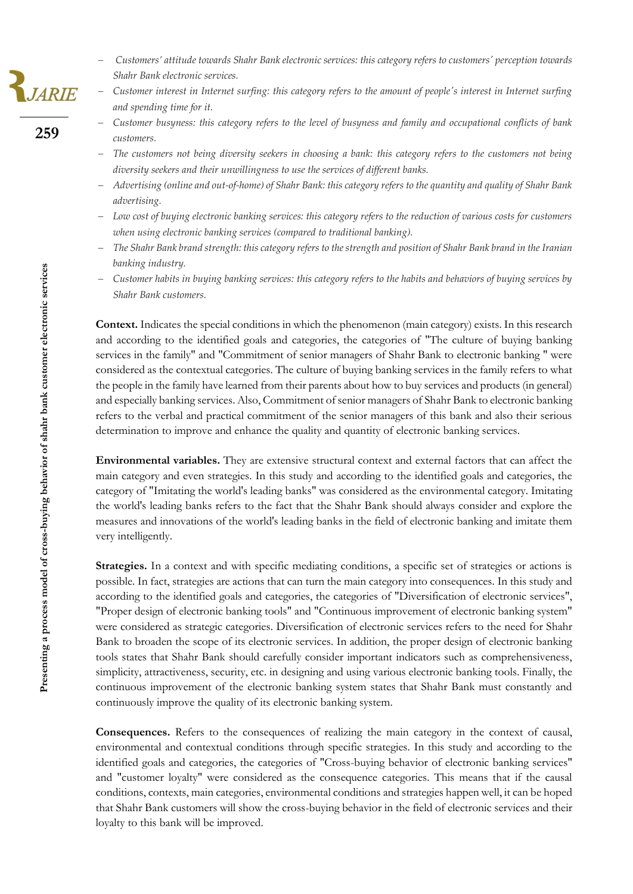- *Customers' attitude towards Shahr Bank electronic services: this category refers to customers' perception towards Shahr Bank electronic services.*
- *Customer interest in Internet surfing: this category refers to the amount of people's interest in Internet surfing and spending time for it.*
- *Customer busyness: this category refers to the level of busyness and family and occupational conflicts of bank customers.*
- *The customers not being diversity seekers in choosing a bank: this category refers to the customers not being diversity seekers and their unwillingness to use the services of different banks.*
- *Advertising (online and out-of-home) of Shahr Bank: this category refers to the quantity and quality of Shahr Bank advertising.*
- *Low cost of buying electronic banking services: this category refers to the reduction of various costs for customers when using electronic banking services (compared to traditional banking).*
- *The Shahr Bank brand strength: this category refers to the strength and position of Shahr Bank brand in the Iranian banking industry.*
- *Customer habits in buying banking services: this category refers to the habits and behaviors of buying services by Shahr Bank customers.*

**Context.** Indicates the special conditions in which the phenomenon (main category) exists. In this research and according to the identified goals and categories, the categories of "The culture of buying banking services in the family" and "Commitment of senior managers of Shahr Bank to electronic banking " were considered as the contextual categories. The culture of buying banking services in the family refers to what the people in the family have learned from their parents about how to buy services and products (in general) and especially banking services. Also, Commitment of senior managers of Shahr Bank to electronic banking refers to the verbal and practical commitment of the senior managers of this bank and also their serious determination to improve and enhance the quality and quantity of electronic banking services.

**Environmental variables.** They are extensive structural context and external factors that can affect the main category and even strategies. In this study and according to the identified goals and categories, the category of "Imitating the world's leading banks" was considered as the environmental category. Imitating the world's leading banks refers to the fact that the Shahr Bank should always consider and explore the measures and innovations of the world's leading banks in the field of electronic banking and imitate them very intelligently.

**Strategies.** In a context and with specific mediating conditions, a specific set of strategies or actions is possible. In fact, strategies are actions that can turn the main category into consequences. In this study and according to the identified goals and categories, the categories of "Diversification of electronic services", "Proper design of electronic banking tools" and "Continuous improvement of electronic banking system" were considered as strategic categories. Diversification of electronic services refers to the need for Shahr Bank to broaden the scope of its electronic services. In addition, the proper design of electronic banking tools states that Shahr Bank should carefully consider important indicators such as comprehensiveness, simplicity, attractiveness, security, etc. in designing and using various electronic banking tools. Finally, the continuous improvement of the electronic banking system states that Shahr Bank must constantly and continuously improve the quality of its electronic banking system.

**Consequences.** Refers to the consequences of realizing the main category in the context of causal, environmental and contextual conditions through specific strategies. In this study and according to the identified goals and categories, the categories of "Cross-buying behavior of electronic banking services" and "customer loyalty" were considered as the consequence categories. This means that if the causal conditions, contexts, main categories, environmental conditions and strategies happen well, it can be hoped that Shahr Bank customers will show the cross-buying behavior in the field of electronic services and their loyalty to this bank will be improved.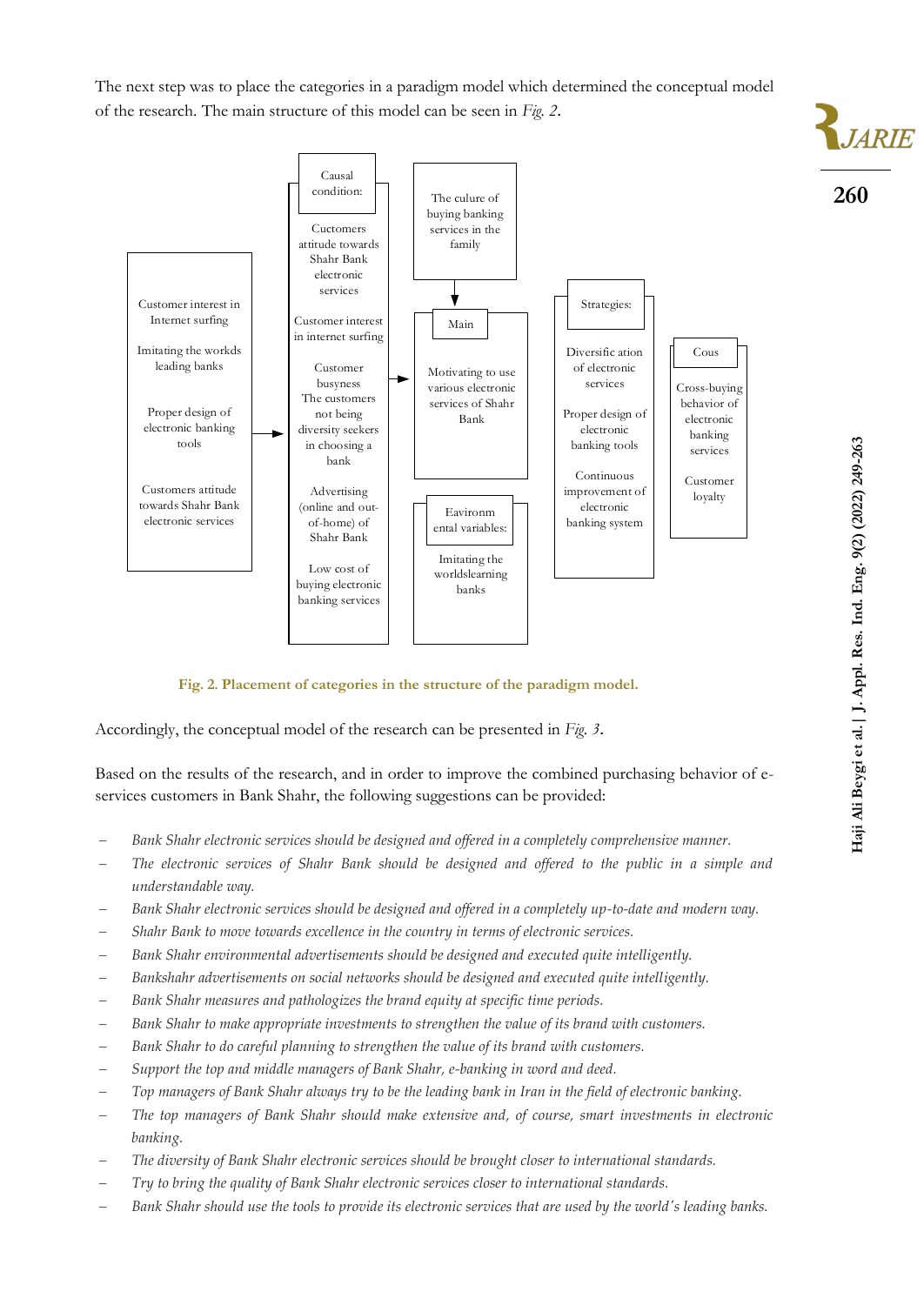The next step was to place the categories in a paradigm model which determined the conceptual model of the research. The main structure of this model can be seen in *Fig. 2*.

Customer interest in Internet surfing

Imitating the workds leading banks

Proper design of electronic banking tools

Customers attitude towards Shahr Bank electronic services

Causal condition:

Cuctomers attitude towards Shahr Bank electronic services

Customer interest in internet surfing

Customer busyness The customers not being diversity seekers in choosing a bank

Advertising (online and out-of-home) of Shahr Bank

Low cost of buying electronic banking services

The culure of buying banking services in the family

Main

Motivating to use various electronic services of Shahr Bank

Eavironm ental variables:

Imitating the worldslearning banks

Strategies:

Diversific ation of electronic services

Proper design of electronic banking tools

Continuous improvement of electronic banking system

Cous

Cross-buying behavior of electronic banking services

Customer loyalty

Fig. 2. Placement of categories in the structure of the paradigm model.

Accordingly, the conceptual model of the research can be presented in *Fig. 3*.

Based on the results of the research, and in order to improve the combined purchasing behavior of e-services customers in Bank Shahr, the following suggestions can be provided:

- *Bank Shahr electronic services should be designed and offered in a completely comprehensive manner.*
- *The electronic services of Shahr Bank should be designed and offered to the public in a simple and understandable way.*
- *Bank Shahr electronic services should be designed and offered in a completely up-to-date and modern way.*
- *Shahr Bank to move towards excellence in the country in terms of electronic services.*
- *Bank Shahr environmental advertisements should be designed and executed quite intelligently.*
- *Bankshahr advertisements on social networks should be designed and executed quite intelligently.*
- *Bank Shahr measures and pathologizes the brand equity at specific time periods.*
- *Bank Shahr to make appropriate investments to strengthen the value of its brand with customers.*
- *Bank Shahr to do careful planning to strengthen the value of its brand with customers.*
- *Support the top and middle managers of Bank Shahr, e-banking in word and deed.*
- *Top managers of Bank Shahr always try to be the leading bank in Iran in the field of electronic banking.*
- *The top managers of Bank Shahr should make extensive and, of course, smart investments in electronic banking.*
- *The diversity of Bank Shahr electronic services should be brought closer to international standards.*
- *Try to bring the quality of Bank Shahr electronic services closer to international standards.*
- *Bank Shahr should use the tools to provide its electronic services that are used by the world's leading banks.*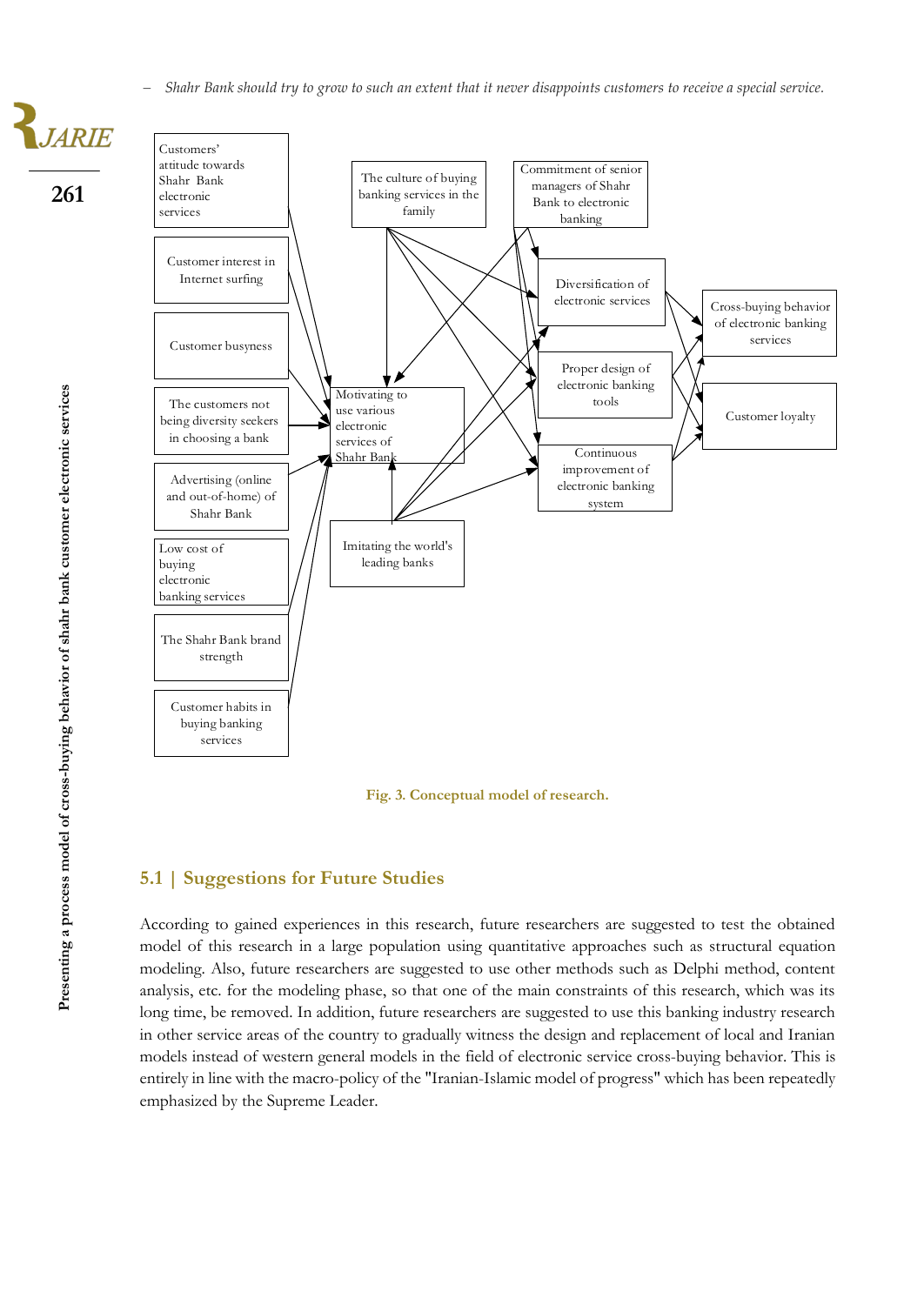– *Shahr Bank should try to grow to such an extent that it never disappoints customers to receive a special service.*

Customers' attitude towards Shahr Bank electronic services

Customer interest in Internet surfing

Customer busyness

The customers not being diversity seekers in choosing a bank

Advertising (online and out-of-home) of Shahr Bank

Low cost of buying electronic banking services

The Shahr Bank brand strength

Customer habits in buying banking services

The culture of buying banking services in the family

Motivating to use various electronic services of Shahr Bank

Imitating the world's leading banks

Commitment of senior managers of Shahr Bank to electronic banking

Diversification of electronic services

Proper design of electronic banking tools

Continuous improvement of electronic banking system

Cross-buying behavior of electronic banking services

Customer loyalty

**Fig. 3. Conceptual model of research.**

## 5.1 | Suggestions for Future Studies

According to gained experiences in this research, future researchers are suggested to test the obtained model of this research in a large population using quantitative approaches such as structural equation modeling. Also, future researchers are suggested to use other methods such as Delphi method, content analysis, etc. for the modeling phase, so that one of the main constraints of this research, which was its long time, be removed. In addition, future researchers are suggested to use this banking industry research in other service areas of the country to gradually witness the design and replacement of local and Iranian models instead of western general models in the field of electronic service cross-buying behavior. This is entirely in line with the macro-policy of the "Iranian-Islamic model of progress" which has been repeatedly emphasized by the Supreme Leader.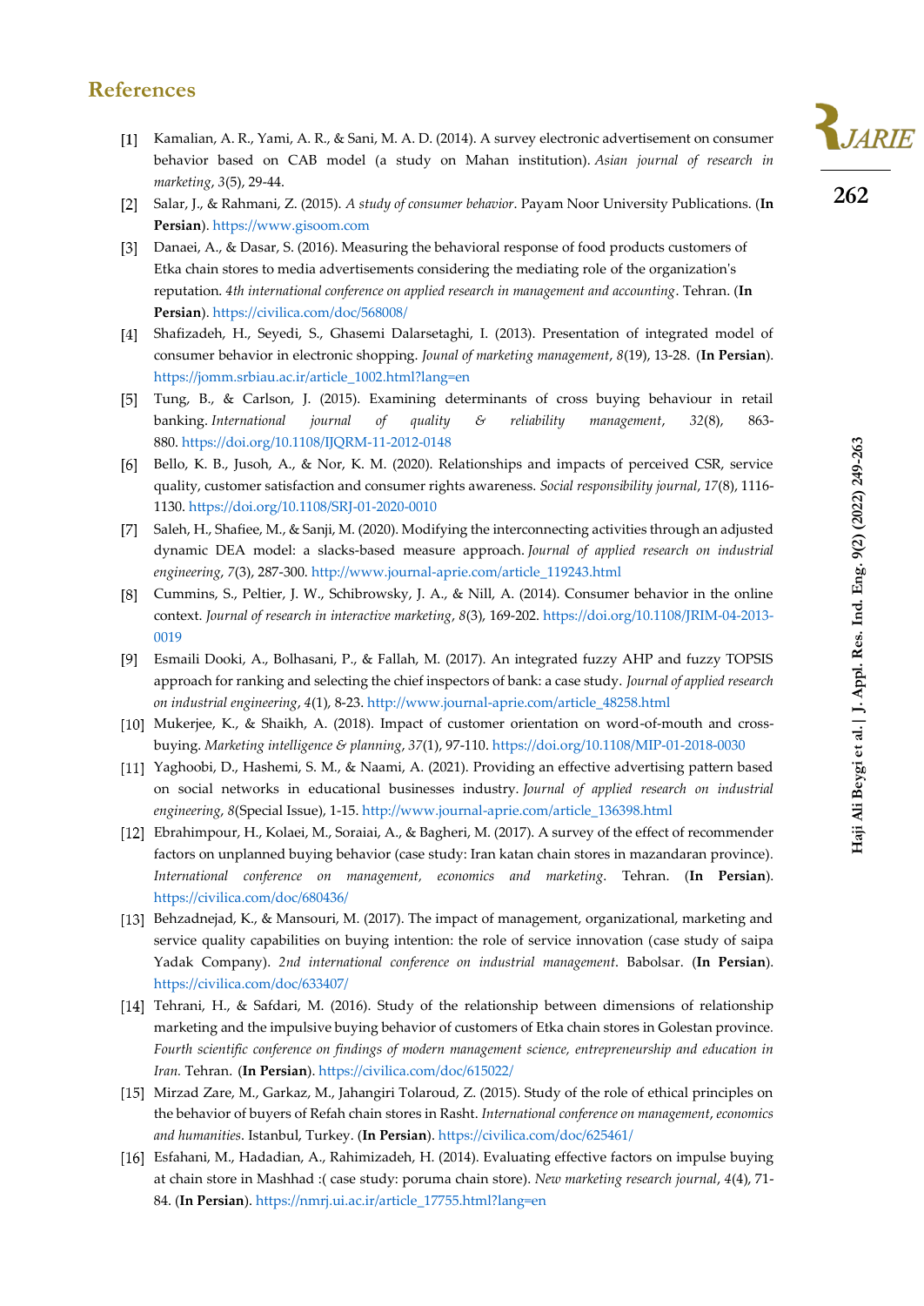## References

[1] Kamalian, A. R., Yami, A. R., & Sani, M. A. D. (2014). A survey electronic advertisement on consumer behavior based on CAB model (a study on Mahan institution). *Asian journal of research in marketing*, *3*(5), 29-44.

[2] Salar, J., & Rahmani, Z. (2015). *A study of consumer behavior*. Payam Noor University Publications. (**In Persian**). https://www.gisoom.com

[3] Danaei, A., & Dasar, S. (2016). Measuring the behavioral response of food products customers of Etka chain stores to media advertisements considering the mediating role of the organization's reputation. *4th international conference on applied research in management and accounting*. Tehran. (**In Persian**). https://civilica.com/doc/568008/

[4] Shafizadeh, H., Seyedi, S., Ghasemi Dalarsetaghi, I. (2013). Presentation of integrated model of consumer behavior in electronic shopping. *Jounal of marketing management*, *8*(19), 13-28. (**In Persian**). https://jomm.srbiau.ac.ir/article_1002.html?lang=en

[5] Tung, B., & Carlson, J. (2015). Examining determinants of cross buying behaviour in retail banking. *International journal of quality & reliability management*, *32*(8), 863-880. https://doi.org/10.1108/IJQRM-11-2012-0148

[6] Bello, K. B., Jusoh, A., & Nor, K. M. (2020). Relationships and impacts of perceived CSR, service quality, customer satisfaction and consumer rights awareness. *Social responsibility journal*, *17*(8), 1116-1130. https://doi.org/10.1108/SRJ-01-2020-0010

[7] Saleh, H., Shafiee, M., & Sanji, M. (2020). Modifying the interconnecting activities through an adjusted dynamic DEA model: a slacks-based measure approach. *Journal of applied research on industrial engineering*, *7*(3), 287-300. http://www.journal-aprie.com/article_119243.html

[8] Cummins, S., Peltier, J. W., Schibrowsky, J. A., & Nill, A. (2014). Consumer behavior in the online context. *Journal of research in interactive marketing*, *8*(3), 169-202. https://doi.org/10.1108/JRIM-04-2013-0019

[9] Esmaili Dooki, A., Bolhasani, P., & Fallah, M. (2017). An integrated fuzzy AHP and fuzzy TOPSIS approach for ranking and selecting the chief inspectors of bank: a case study. *Journal of applied research on industrial engineering*, *4*(1), 8-23. http://www.journal-aprie.com/article_48258.html

[10] Mukerjee, K., & Shaikh, A. (2018). Impact of customer orientation on word-of-mouth and cross-buying. *Marketing intelligence & planning*, *37*(1), 97-110. https://doi.org/10.1108/MIP-01-2018-0030

[11] Yaghoobi, D., Hashemi, S. M., & Naami, A. (2021). Providing an effective advertising pattern based on social networks in educational businesses industry. *Journal of applied research on industrial engineering*, *8*(Special Issue), 1-15. http://www.journal-aprie.com/article_136398.html

[12] Ebrahimpour, H., Kolaei, M., Soraiai, A., & Bagheri, M. (2017). A survey of the effect of recommender factors on unplanned buying behavior (case study: Iran katan chain stores in mazandaran province). *International conference on management, economics and marketing*. Tehran. (**In Persian**). https://civilica.com/doc/680436/

[13] Behzadnejad, K., & Mansouri, M. (2017). The impact of management, organizational, marketing and service quality capabilities on buying intention: the role of service innovation (case study of saipa Yadak Company). *2nd international conference on industrial management*. Babolsar. (**In Persian**). https://civilica.com/doc/633407/

[14] Tehrani, H., & Safdari, M. (2016). Study of the relationship between dimensions of relationship marketing and the impulsive buying behavior of customers of Etka chain stores in Golestan province. *Fourth scientific conference on findings of modern management science, entrepreneurship and education in Iran*. Tehran. (**In Persian**). https://civilica.com/doc/615022/

[15] Mirzad Zare, M., Garkaz, M., Jahangiri Tolaroud, Z. (2015). Study of the role of ethical principles on the behavior of buyers of Refah chain stores in Rasht. *International conference on management, economics and humanities*. Istanbul, Turkey. (**In Persian**). https://civilica.com/doc/625461/

[16] Esfahani, M., Hadadian, A., Rahimizadeh, H. (2014). Evaluating effective factors on impulse buying at chain store in Mashhad :( case study: poruma chain store). *New marketing research journal*, *4*(4), 71-84. (**In Persian**). https://nmrj.ui.ac.ir/article_17755.html?lang=en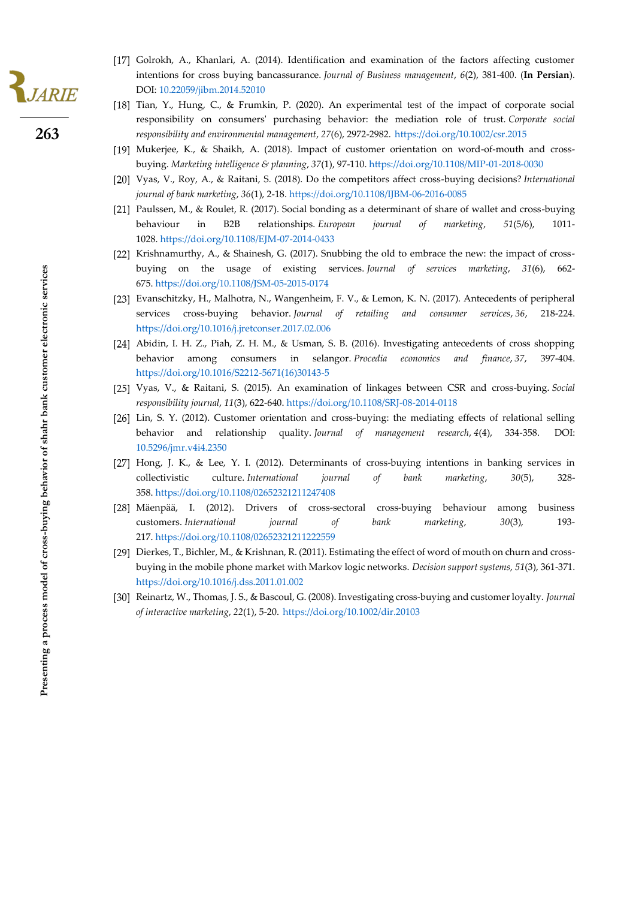[17] Golrokh, A., Khanlari, A. (2014). Identification and examination of the factors affecting customer intentions for cross buying bancassurance. *Journal of Business management*, *6*(2), 381-400. (**In Persian**). DOI: 10.22059/jibm.2014.52010

[18] Tian, Y., Hung, C., & Frumkin, P. (2020). An experimental test of the impact of corporate social responsibility on consumers' purchasing behavior: the mediation role of trust. *Corporate social responsibility and environmental management*, *27*(6), 2972-2982. https://doi.org/10.1002/csr.2015

[19] Mukerjee, K., & Shaikh, A. (2018). Impact of customer orientation on word-of-mouth and cross-buying. *Marketing intelligence & planning*, *37*(1), 97-110. https://doi.org/10.1108/MIP-01-2018-0030

[20] Vyas, V., Roy, A., & Raitani, S. (2018). Do the competitors affect cross-buying decisions? *International journal of bank marketing*, *36*(1), 2-18. https://doi.org/10.1108/IJBM-06-2016-0085

[21] Paulssen, M., & Roulet, R. (2017). Social bonding as a determinant of share of wallet and cross-buying behaviour in B2B relationships. *European journal of marketing*, *51*(5/6), 1011-1028. https://doi.org/10.1108/EJM-07-2014-0433

[22] Krishnamurthy, A., & Shainesh, G. (2017). Snubbing the old to embrace the new: the impact of cross-buying on the usage of existing services. *Journal of services marketing*, *31*(6), 662-675. https://doi.org/10.1108/JSM-05-2015-0174

[23] Evanschitzky, H., Malhotra, N., Wangenheim, F. V., & Lemon, K. N. (2017). Antecedents of peripheral services cross-buying behavior. *Journal of retailing and consumer services*, *36*, 218-224. https://doi.org/10.1016/j.jretconser.2017.02.006

[24] Abidin, I. H. Z., Piah, Z. H. M., & Usman, S. B. (2016). Investigating antecedents of cross shopping behavior among consumers in selangor. *Procedia economics and finance*, *37*, 397-404. https://doi.org/10.1016/S2212-5671(16)30143-5

[25] Vyas, V., & Raitani, S. (2015). An examination of linkages between CSR and cross-buying. *Social responsibility journal*, *11*(3), 622-640. https://doi.org/10.1108/SRJ-08-2014-0118

[26] Lin, S. Y. (2012). Customer orientation and cross-buying: the mediating effects of relational selling behavior and relationship quality. *Journal of management research*, *4*(4), 334-358. DOI: 10.5296/jmr.v4i4.2350

[27] Hong, J. K., & Lee, Y. I. (2012). Determinants of cross-buying intentions in banking services in collectivistic culture. *International journal of bank marketing*, *30*(5), 328-358. https://doi.org/10.1108/02652321211247408

[28] Mäenpää, I. (2012). Drivers of cross-sectoral cross-buying behaviour among business customers. *International journal of bank marketing*, *30*(3), 193-217. https://doi.org/10.1108/02652321211222559

[29] Dierkes, T., Bichler, M., & Krishnan, R. (2011). Estimating the effect of word of mouth on churn and cross-buying in the mobile phone market with Markov logic networks. *Decision support systems*, *51*(3), 361-371. https://doi.org/10.1016/j.dss.2011.01.002

[30] Reinartz, W., Thomas, J. S., & Bascoul, G. (2008). Investigating cross-buying and customer loyalty. *Journal of interactive marketing*, *22*(1), 5-20. https://doi.org/10.1002/dir.20103